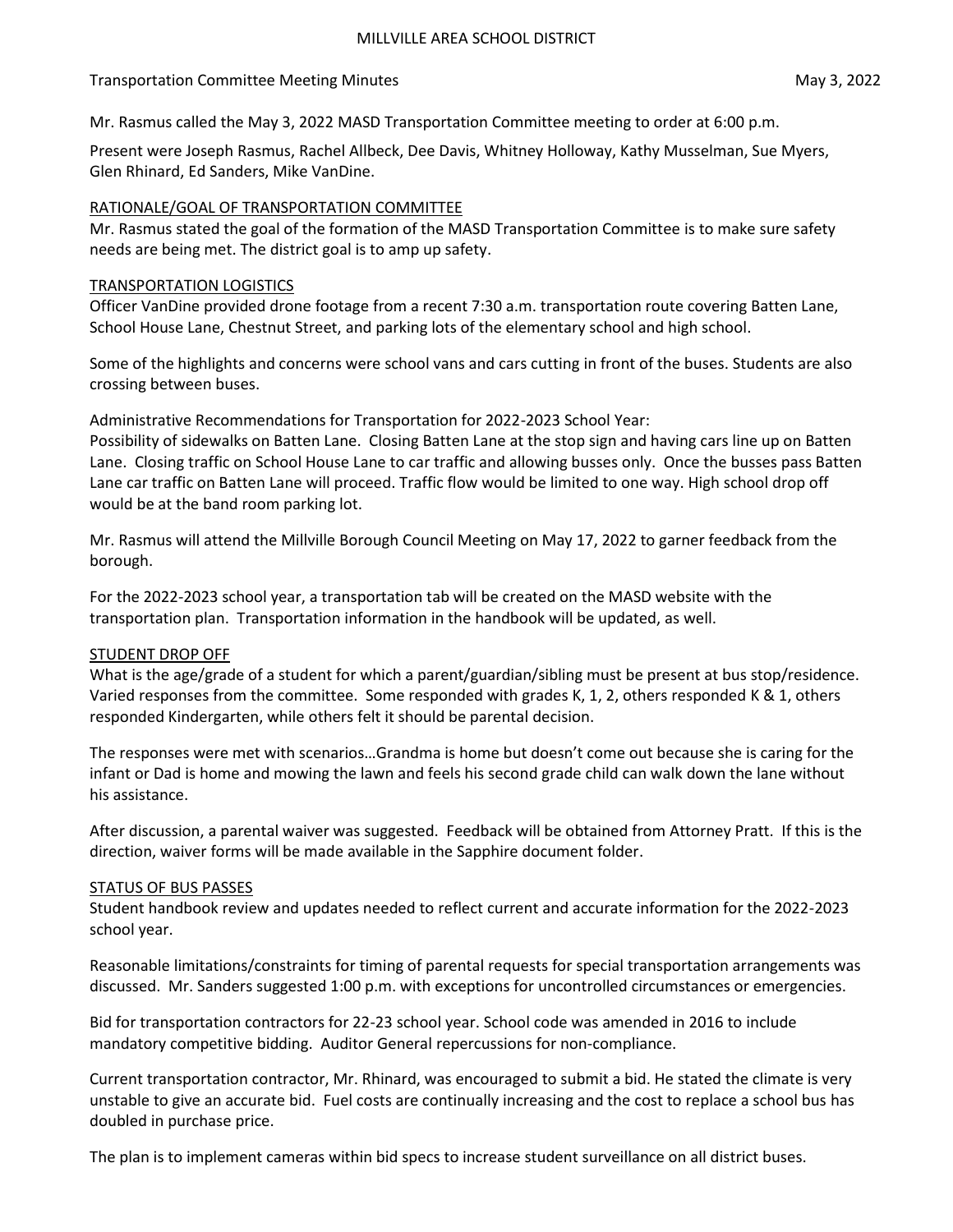# MILLVILLE AREA SCHOOL DISTRICT

Transportation Committee Meeting Minutes May 3, 2022

Mr. Rasmus called the May 3, 2022 MASD Transportation Committee meeting to order at 6:00 p.m.

Present were Joseph Rasmus, Rachel Allbeck, Dee Davis, Whitney Holloway, Kathy Musselman, Sue Myers, Glen Rhinard, Ed Sanders, Mike VanDine.

## RATIONALE/GOAL OF TRANSPORTATION COMMITTEE

Mr. Rasmus stated the goal of the formation of the MASD Transportation Committee is to make sure safety needs are being met. The district goal is to amp up safety.

## TRANSPORTATION LOGISTICS

Officer VanDine provided drone footage from a recent 7:30 a.m. transportation route covering Batten Lane, School House Lane, Chestnut Street, and parking lots of the elementary school and high school.

Some of the highlights and concerns were school vans and cars cutting in front of the buses. Students are also crossing between buses.

Administrative Recommendations for Transportation for 2022-2023 School Year:
Possibility of sidewalks on Batten Lane. Closing Batten Lane at the stop sign and having cars line up on Batten Lane. Closing traffic on School House Lane to car traffic and allowing busses only. Once the busses pass Batten Lane car traffic on Batten Lane will proceed. Traffic flow would be limited to one way. High school drop off would be at the band room parking lot.

Mr. Rasmus will attend the Millville Borough Council Meeting on May 17, 2022 to garner feedback from the borough.

For the 2022-2023 school year, a transportation tab will be created on the MASD website with the transportation plan. Transportation information in the handbook will be updated, as well.

## STUDENT DROP OFF

What is the age/grade of a student for which a parent/guardian/sibling must be present at bus stop/residence. Varied responses from the committee. Some responded with grades K, 1, 2, others responded K & 1, others responded Kindergarten, while others felt it should be parental decision.

The responses were met with scenarios…Grandma is home but doesn't come out because she is caring for the infant or Dad is home and mowing the lawn and feels his second grade child can walk down the lane without his assistance.

After discussion, a parental waiver was suggested. Feedback will be obtained from Attorney Pratt. If this is the direction, waiver forms will be made available in the Sapphire document folder.

## STATUS OF BUS PASSES

Student handbook review and updates needed to reflect current and accurate information for the 2022-2023 school year.

Reasonable limitations/constraints for timing of parental requests for special transportation arrangements was discussed. Mr. Sanders suggested 1:00 p.m. with exceptions for uncontrolled circumstances or emergencies.

Bid for transportation contractors for 22-23 school year. School code was amended in 2016 to include mandatory competitive bidding. Auditor General repercussions for non-compliance.

Current transportation contractor, Mr. Rhinard, was encouraged to submit a bid. He stated the climate is very unstable to give an accurate bid. Fuel costs are continually increasing and the cost to replace a school bus has doubled in purchase price.

The plan is to implement cameras within bid specs to increase student surveillance on all district buses.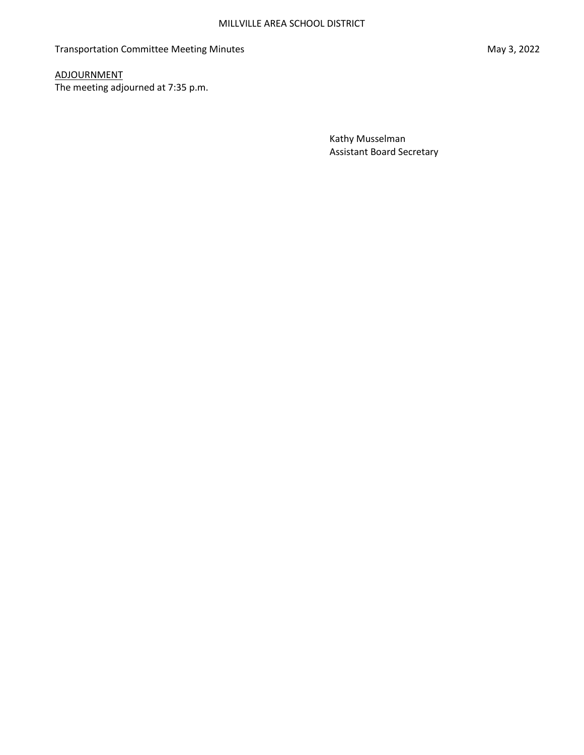ADJOURNMENT

The meeting adjourned at 7:35 p.m.

Kathy Musselman
Assistant Board Secretary